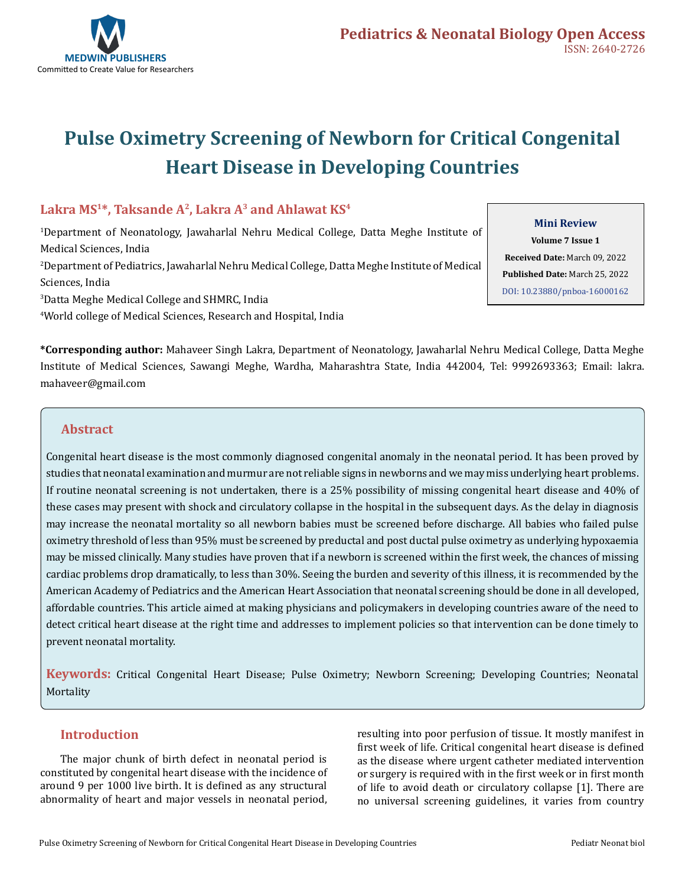# Pulse Oximetry Screening of Newborn for Critical Congenital Heart Disease in Developing Countries

**Lakra MS[1]*, Taksande A[2], Lakra A[3] and Ahlawat KS[4]**

[1]Department of Neonatology, Jawaharlal Nehru Medical College, Datta Meghe Institute of Medical Sciences, India

[2]Department of Pediatrics, Jawaharlal Nehru Medical College, Datta Meghe Institute of Medical Sciences, India

[3]Datta Meghe Medical College and SHMRC, India

[4]World college of Medical Sciences, Research and Hospital, India

**Mini Review**
**Volume 7 Issue 1**
**Received Date:** March 09, 2022
**Published Date:** March 25, 2022
DOI: 10.23880/pnboa-16000162

**\*Corresponding author:** Mahaveer Singh Lakra, Department of Neonatology, Jawaharlal Nehru Medical College, Datta Meghe Institute of Medical Sciences, Sawangi Meghe, Wardha, Maharashtra State, India 442004, Tel: 9992693363; Email: lakra.mahaveer@gmail.com

## Abstract

Congenital heart disease is the most commonly diagnosed congenital anomaly in the neonatal period. It has been proved by studies that neonatal examination and murmur are not reliable signs in newborns and we may miss underlying heart problems. If routine neonatal screening is not undertaken, there is a 25% possibility of missing congenital heart disease and 40% of these cases may present with shock and circulatory collapse in the hospital in the subsequent days. As the delay in diagnosis may increase the neonatal mortality so all newborn babies must be screened before discharge. All babies who failed pulse oximetry threshold of less than 95% must be screened by preductal and post ductal pulse oximetry as underlying hypoxaemia may be missed clinically. Many studies have proven that if a newborn is screened within the first week, the chances of missing cardiac problems drop dramatically, to less than 30%. Seeing the burden and severity of this illness, it is recommended by the American Academy of Pediatrics and the American Heart Association that neonatal screening should be done in all developed, affordable countries. This article aimed at making physicians and policymakers in developing countries aware of the need to detect critical heart disease at the right time and addresses to implement policies so that intervention can be done timely to prevent neonatal mortality.

**Keywords:** Critical Congenital Heart Disease; Pulse Oximetry; Newborn Screening; Developing Countries; Neonatal Mortality

## Introduction

The major chunk of birth defect in neonatal period is constituted by congenital heart disease with the incidence of around 9 per 1000 live birth. It is defined as any structural abnormality of heart and major vessels in neonatal period, resulting into poor perfusion of tissue. It mostly manifest in first week of life. Critical congenital heart disease is defined as the disease where urgent catheter mediated intervention or surgery is required with in the first week or in first month of life to avoid death or circulatory collapse [1]. There are no universal screening guidelines, it varies from country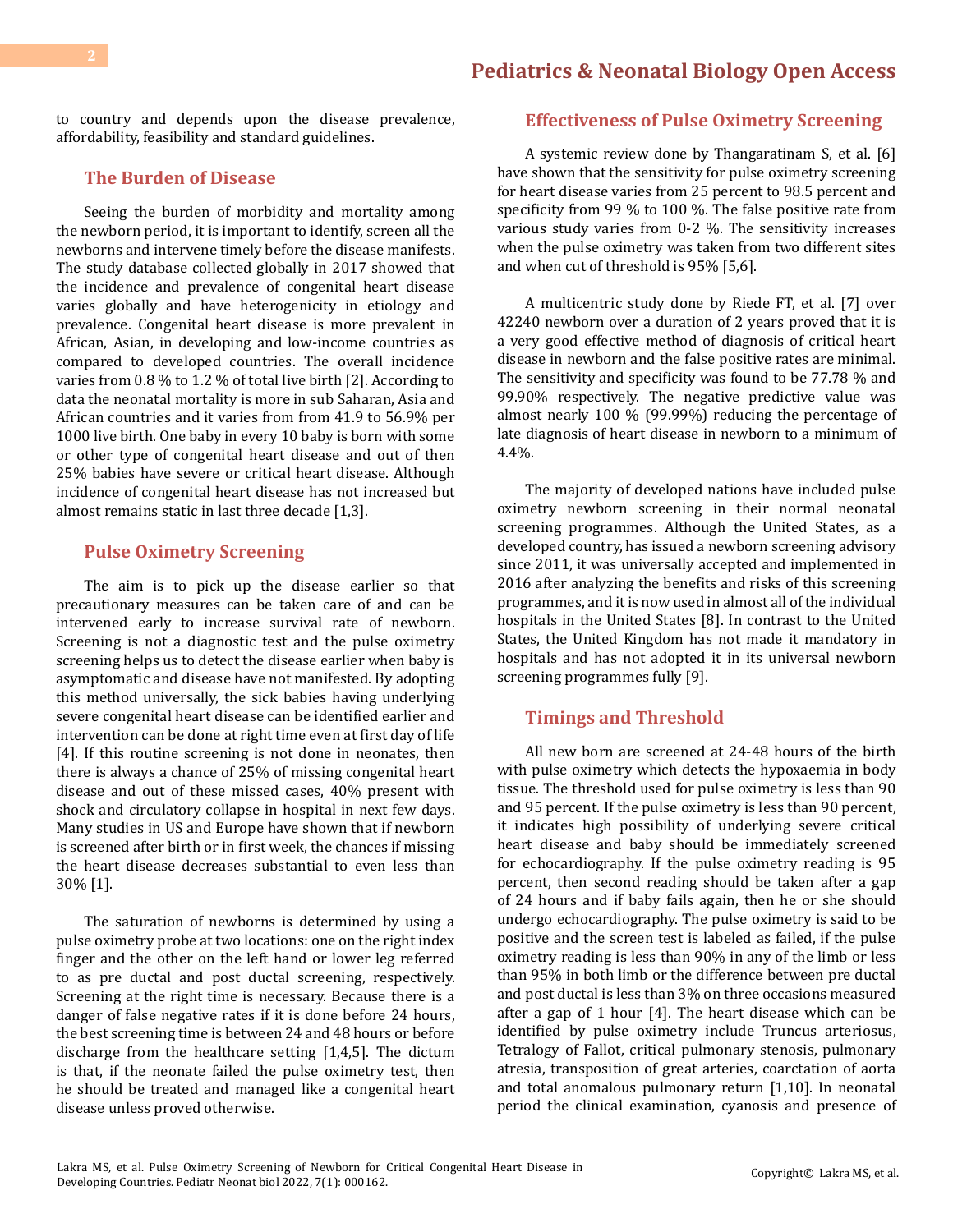to country and depends upon the disease prevalence, affordability, feasibility and standard guidelines.

## The Burden of Disease

Seeing the burden of morbidity and mortality among the newborn period, it is important to identify, screen all the newborns and intervene timely before the disease manifests. The study database collected globally in 2017 showed that the incidence and prevalence of congenital heart disease varies globally and have heterogenicity in etiology and prevalence. Congenital heart disease is more prevalent in African, Asian, in developing and low-income countries as compared to developed countries. The overall incidence varies from 0.8 % to 1.2 % of total live birth [2]. According to data the neonatal mortality is more in sub Saharan, Asia and African countries and it varies from from 41.9 to 56.9% per 1000 live birth. One baby in every 10 baby is born with some or other type of congenital heart disease and out of then 25% babies have severe or critical heart disease. Although incidence of congenital heart disease has not increased but almost remains static in last three decade [1,3].

## Pulse Oximetry Screening

The aim is to pick up the disease earlier so that precautionary measures can be taken care of and can be intervened early to increase survival rate of newborn. Screening is not a diagnostic test and the pulse oximetry screening helps us to detect the disease earlier when baby is asymptomatic and disease have not manifested. By adopting this method universally, the sick babies having underlying severe congenital heart disease can be identified earlier and intervention can be done at right time even at first day of life [4]. If this routine screening is not done in neonates, then there is always a chance of 25% of missing congenital heart disease and out of these missed cases, 40% present with shock and circulatory collapse in hospital in next few days. Many studies in US and Europe have shown that if newborn is screened after birth or in first week, the chances if missing the heart disease decreases substantial to even less than 30% [1].

The saturation of newborns is determined by using a pulse oximetry probe at two locations: one on the right index finger and the other on the left hand or lower leg referred to as pre ductal and post ductal screening, respectively. Screening at the right time is necessary. Because there is a danger of false negative rates if it is done before 24 hours, the best screening time is between 24 and 48 hours or before discharge from the healthcare setting [1,4,5]. The dictum is that, if the neonate failed the pulse oximetry test, then he should be treated and managed like a congenital heart disease unless proved otherwise.

## Effectiveness of Pulse Oximetry Screening

A systemic review done by Thangaratinam S, et al. [6] have shown that the sensitivity for pulse oximetry screening for heart disease varies from 25 percent to 98.5 percent and specificity from 99 % to 100 %. The false positive rate from various study varies from 0-2 %. The sensitivity increases when the pulse oximetry was taken from two different sites and when cut of threshold is 95% [5,6].

A multicentric study done by Riede FT, et al. [7] over 42240 newborn over a duration of 2 years proved that it is a very good effective method of diagnosis of critical heart disease in newborn and the false positive rates are minimal. The sensitivity and specificity was found to be 77.78 % and 99.90% respectively. The negative predictive value was almost nearly 100 % (99.99%) reducing the percentage of late diagnosis of heart disease in newborn to a minimum of 4.4%.

The majority of developed nations have included pulse oximetry newborn screening in their normal neonatal screening programmes. Although the United States, as a developed country, has issued a newborn screening advisory since 2011, it was universally accepted and implemented in 2016 after analyzing the benefits and risks of this screening programmes, and it is now used in almost all of the individual hospitals in the United States [8]. In contrast to the United States, the United Kingdom has not made it mandatory in hospitals and has not adopted it in its universal newborn screening programmes fully [9].

## Timings and Threshold

All new born are screened at 24-48 hours of the birth with pulse oximetry which detects the hypoxaemia in body tissue. The threshold used for pulse oximetry is less than 90 and 95 percent. If the pulse oximetry is less than 90 percent, it indicates high possibility of underlying severe critical heart disease and baby should be immediately screened for echocardiography. If the pulse oximetry reading is 95 percent, then second reading should be taken after a gap of 24 hours and if baby fails again, then he or she should undergo echocardiography. The pulse oximetry is said to be positive and the screen test is labeled as failed, if the pulse oximetry reading is less than 90% in any of the limb or less than 95% in both limb or the difference between pre ductal and post ductal is less than 3% on three occasions measured after a gap of 1 hour [4]. The heart disease which can be identified by pulse oximetry include Truncus arteriosus, Tetralogy of Fallot, critical pulmonary stenosis, pulmonary atresia, transposition of great arteries, coarctation of aorta and total anomalous pulmonary return [1,10]. In neonatal period the clinical examination, cyanosis and presence of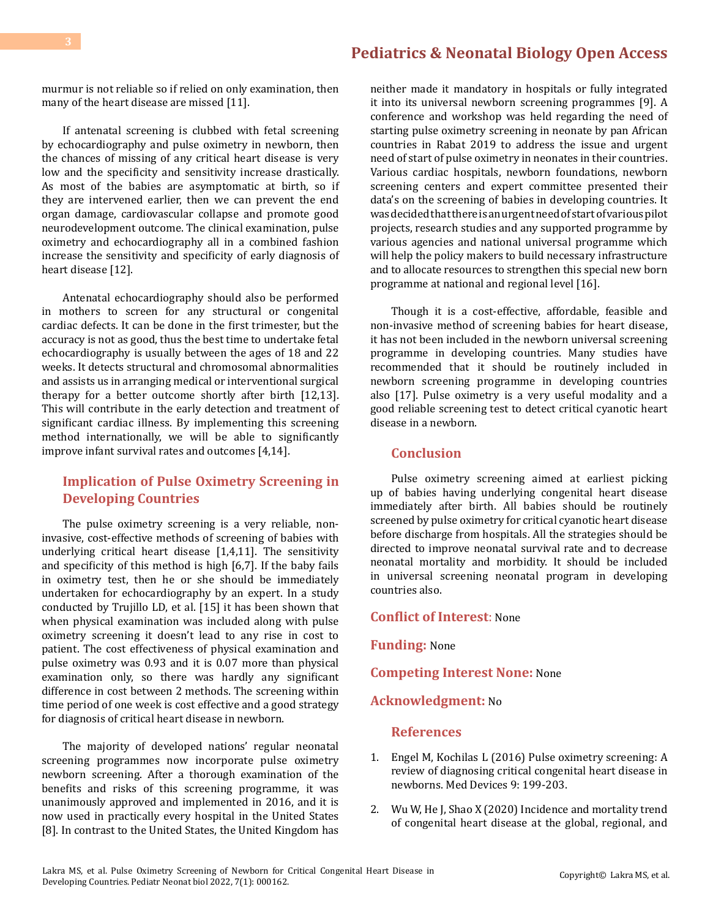murmur is not reliable so if relied on only examination, then many of the heart disease are missed [11].

If antenatal screening is clubbed with fetal screening by echocardiography and pulse oximetry in newborn, then the chances of missing of any critical heart disease is very low and the specificity and sensitivity increase drastically. As most of the babies are asymptomatic at birth, so if they are intervened earlier, then we can prevent the end organ damage, cardiovascular collapse and promote good neurodevelopment outcome. The clinical examination, pulse oximetry and echocardiography all in a combined fashion increase the sensitivity and specificity of early diagnosis of heart disease [12].

Antenatal echocardiography should also be performed in mothers to screen for any structural or congenital cardiac defects. It can be done in the first trimester, but the accuracy is not as good, thus the best time to undertake fetal echocardiography is usually between the ages of 18 and 22 weeks. It detects structural and chromosomal abnormalities and assists us in arranging medical or interventional surgical therapy for a better outcome shortly after birth [12,13]. This will contribute in the early detection and treatment of significant cardiac illness. By implementing this screening method internationally, we will be able to significantly improve infant survival rates and outcomes [4,14].

## Implication of Pulse Oximetry Screening in Developing Countries

The pulse oximetry screening is a very reliable, non-invasive, cost-effective methods of screening of babies with underlying critical heart disease [1,4,11]. The sensitivity and specificity of this method is high [6,7]. If the baby fails in oximetry test, then he or she should be immediately undertaken for echocardiography by an expert. In a study conducted by Trujillo LD, et al. [15] it has been shown that when physical examination was included along with pulse oximetry screening it doesn't lead to any rise in cost to patient. The cost effectiveness of physical examination and pulse oximetry was 0.93 and it is 0.07 more than physical examination only, so there was hardly any significant difference in cost between 2 methods. The screening within time period of one week is cost effective and a good strategy for diagnosis of critical heart disease in newborn.

The majority of developed nations' regular neonatal screening programmes now incorporate pulse oximetry newborn screening. After a thorough examination of the benefits and risks of this screening programme, it was unanimously approved and implemented in 2016, and it is now used in practically every hospital in the United States [8]. In contrast to the United States, the United Kingdom has neither made it mandatory in hospitals or fully integrated it into its universal newborn screening programmes [9]. A conference and workshop was held regarding the need of starting pulse oximetry screening in neonate by pan African countries in Rabat 2019 to address the issue and urgent need of start of pulse oximetry in neonates in their countries. Various cardiac hospitals, newborn foundations, newborn screening centers and expert committee presented their data's on the screening of babies in developing countries. It was decided that there is an urgent need of start of various pilot projects, research studies and any supported programme by various agencies and national universal programme which will help the policy makers to build necessary infrastructure and to allocate resources to strengthen this special new born programme at national and regional level [16].

Though it is a cost-effective, affordable, feasible and non-invasive method of screening babies for heart disease, it has not been included in the newborn universal screening programme in developing countries. Many studies have recommended that it should be routinely included in newborn screening programme in developing countries also [17]. Pulse oximetry is a very useful modality and a good reliable screening test to detect critical cyanotic heart disease in a newborn.

## Conclusion

Pulse oximetry screening aimed at earliest picking up of babies having underlying congenital heart disease immediately after birth. All babies should be routinely screened by pulse oximetry for critical cyanotic heart disease before discharge from hospitals. All the strategies should be directed to improve neonatal survival rate and to decrease neonatal mortality and morbidity. It should be included in universal screening neonatal program in developing countries also.

**Conflict of Interest**: None

**Funding:** None

**Competing Interest None:** None

**Acknowledgment:** No

## References

1. Engel M, Kochilas L (2016) Pulse oximetry screening: A review of diagnosing critical congenital heart disease in newborns. Med Devices 9: 199-203.
2. Wu W, He J, Shao X (2020) Incidence and mortality trend of congenital heart disease at the global, regional, and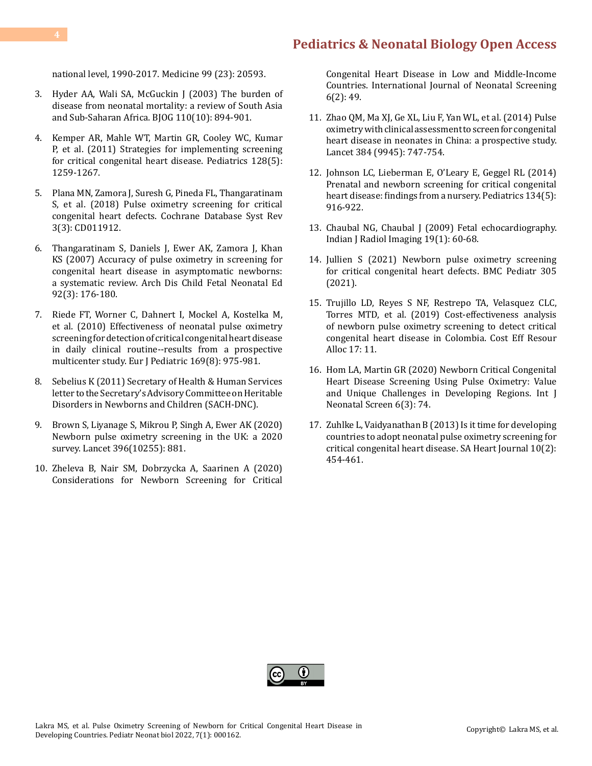national level, 1990-2017. Medicine 99 (23): 20593.

3. Hyder AA, Wali SA, McGuckin J (2003) The burden of disease from neonatal mortality: a review of South Asia and Sub-Saharan Africa. BJOG 110(10): 894-901.
4. Kemper AR, Mahle WT, Martin GR, Cooley WC, Kumar P, et al. (2011) Strategies for implementing screening for critical congenital heart disease. Pediatrics 128(5): 1259-1267.
5. Plana MN, Zamora J, Suresh G, Pineda FL, Thangaratinam S, et al. (2018) Pulse oximetry screening for critical congenital heart defects. Cochrane Database Syst Rev 3(3): CD011912.
6. Thangaratinam S, Daniels J, Ewer AK, Zamora J, Khan KS (2007) Accuracy of pulse oximetry in screening for congenital heart disease in asymptomatic newborns: a systematic review. Arch Dis Child Fetal Neonatal Ed 92(3): 176-180.
7. Riede FT, Worner C, Dahnert I, Mockel A, Kostelka M, et al. (2010) Effectiveness of neonatal pulse oximetry screening for detection of critical congenital heart disease in daily clinical routine--results from a prospective multicenter study. Eur J Pediatric 169(8): 975-981.
8. Sebelius K (2011) Secretary of Health & Human Services letter to the Secretary's Advisory Committee on Heritable Disorders in Newborns and Children (SACH-DNC).
9. Brown S, Liyanage S, Mikrou P, Singh A, Ewer AK (2020) Newborn pulse oximetry screening in the UK: a 2020 survey. Lancet 396(10255): 881.
10. Zheleva B, Nair SM, Dobrzycka A, Saarinen A (2020) Considerations for Newborn Screening for Critical Congenital Heart Disease in Low and Middle-Income Countries. International Journal of Neonatal Screening 6(2): 49.
11. Zhao QM, Ma XJ, Ge XL, Liu F, Yan WL, et al. (2014) Pulse oximetry with clinical assessment to screen for congenital heart disease in neonates in China: a prospective study. Lancet 384 (9945): 747-754.
12. Johnson LC, Lieberman E, O'Leary E, Geggel RL (2014) Prenatal and newborn screening for critical congenital heart disease: findings from a nursery. Pediatrics 134(5): 916-922.
13. Chaubal NG, Chaubal J (2009) Fetal echocardiography. Indian J Radiol Imaging 19(1): 60-68.
14. Jullien S (2021) Newborn pulse oximetry screening for critical congenital heart defects. BMC Pediatr 305 (2021).
15. Trujillo LD, Reyes S NF, Restrepo TA, Velasquez CLC, Torres MTD, et al. (2019) Cost-effectiveness analysis of newborn pulse oximetry screening to detect critical congenital heart disease in Colombia. Cost Eff Resour Alloc 17: 11.
16. Hom LA, Martin GR (2020) Newborn Critical Congenital Heart Disease Screening Using Pulse Oximetry: Value and Unique Challenges in Developing Regions. Int J Neonatal Screen 6(3): 74.
17. Zuhlke L, Vaidyanathan B (2013) Is it time for developing countries to adopt neonatal pulse oximetry screening for critical congenital heart disease. SA Heart Journal 10(2): 454-461.